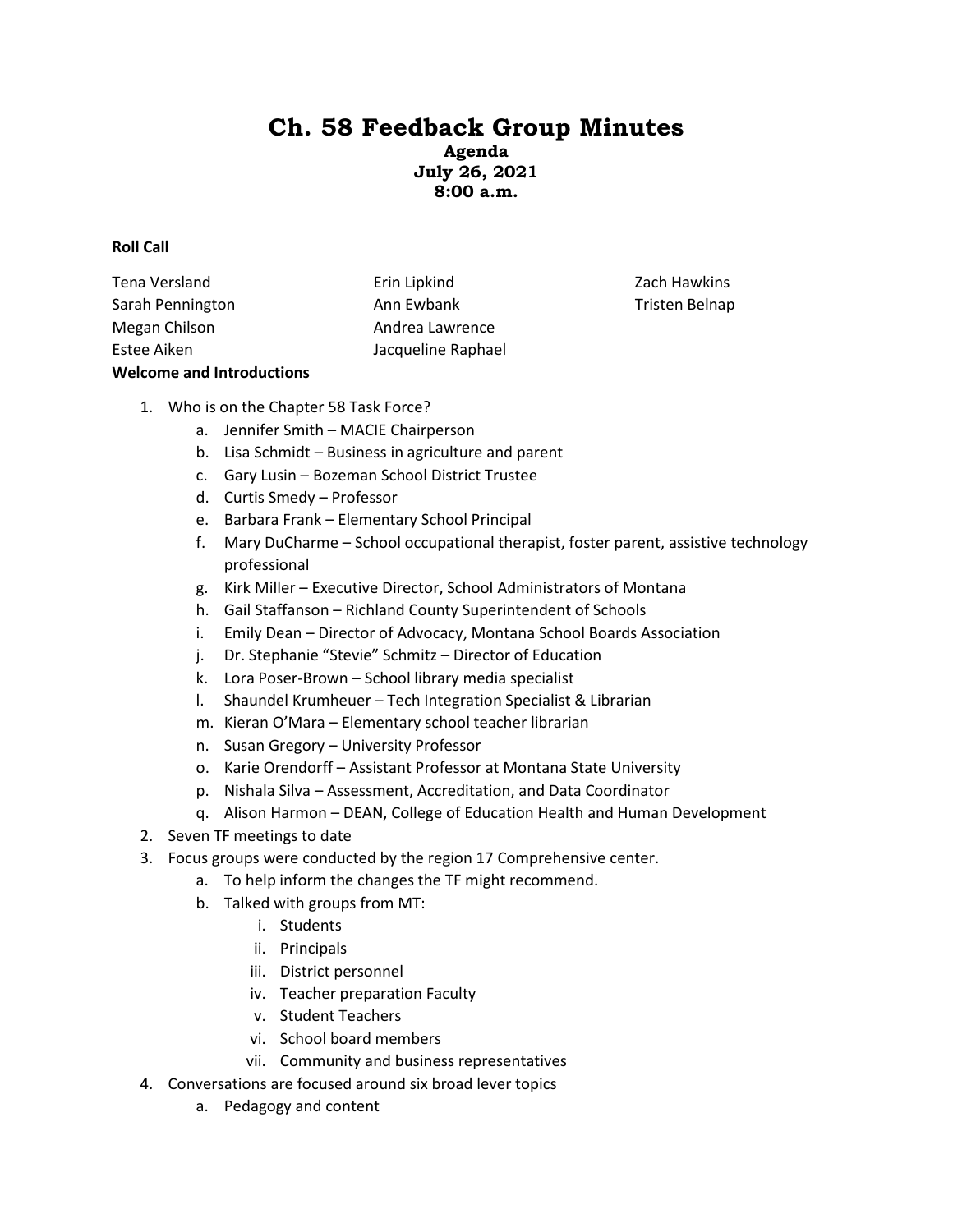# Ch. 58 Feedback Group Minutes

**Agenda**
**July 26, 2021**
**8:00 a.m.**

**Roll Call**

Tena Versland
Sarah Pennington
Megan Chilson
Estee Aiken
Erin Lipkind
Ann Ewbank
Andrea Lawrence
Jacqueline Raphael
Zach Hawkins
Tristen Belnap

**Welcome and Introductions**

1. Who is on the Chapter 58 Task Force?
    a. Jennifer Smith – MACIE Chairperson
    b. Lisa Schmidt – Business in agriculture and parent
    c. Gary Lusin – Bozeman School District Trustee
    d. Curtis Smedy – Professor
    e. Barbara Frank – Elementary School Principal
    f. Mary DuCharme – School occupational therapist, foster parent, assistive technology professional
    g. Kirk Miller – Executive Director, School Administrators of Montana
    h. Gail Staffanson – Richland County Superintendent of Schools
    i. Emily Dean – Director of Advocacy, Montana School Boards Association
    j. Dr. Stephanie "Stevie" Schmitz – Director of Education
    k. Lora Poser-Brown – School library media specialist
    l. Shaundel Krumheuer – Tech Integration Specialist & Librarian
    m. Kieran O'Mara – Elementary school teacher librarian
    n. Susan Gregory – University Professor
    o. Karie Orendorff – Assistant Professor at Montana State University
    p. Nishala Silva – Assessment, Accreditation, and Data Coordinator
    q. Alison Harmon – DEAN, College of Education Health and Human Development
2. Seven TF meetings to date
3. Focus groups were conducted by the region 17 Comprehensive center.
    a. To help inform the changes the TF might recommend.
    b. Talked with groups from MT:
        i. Students
        ii. Principals
        iii. District personnel
        iv. Teacher preparation Faculty
        v. Student Teachers
        vi. School board members
        vii. Community and business representatives
4. Conversations are focused around six broad lever topics
    a. Pedagogy and content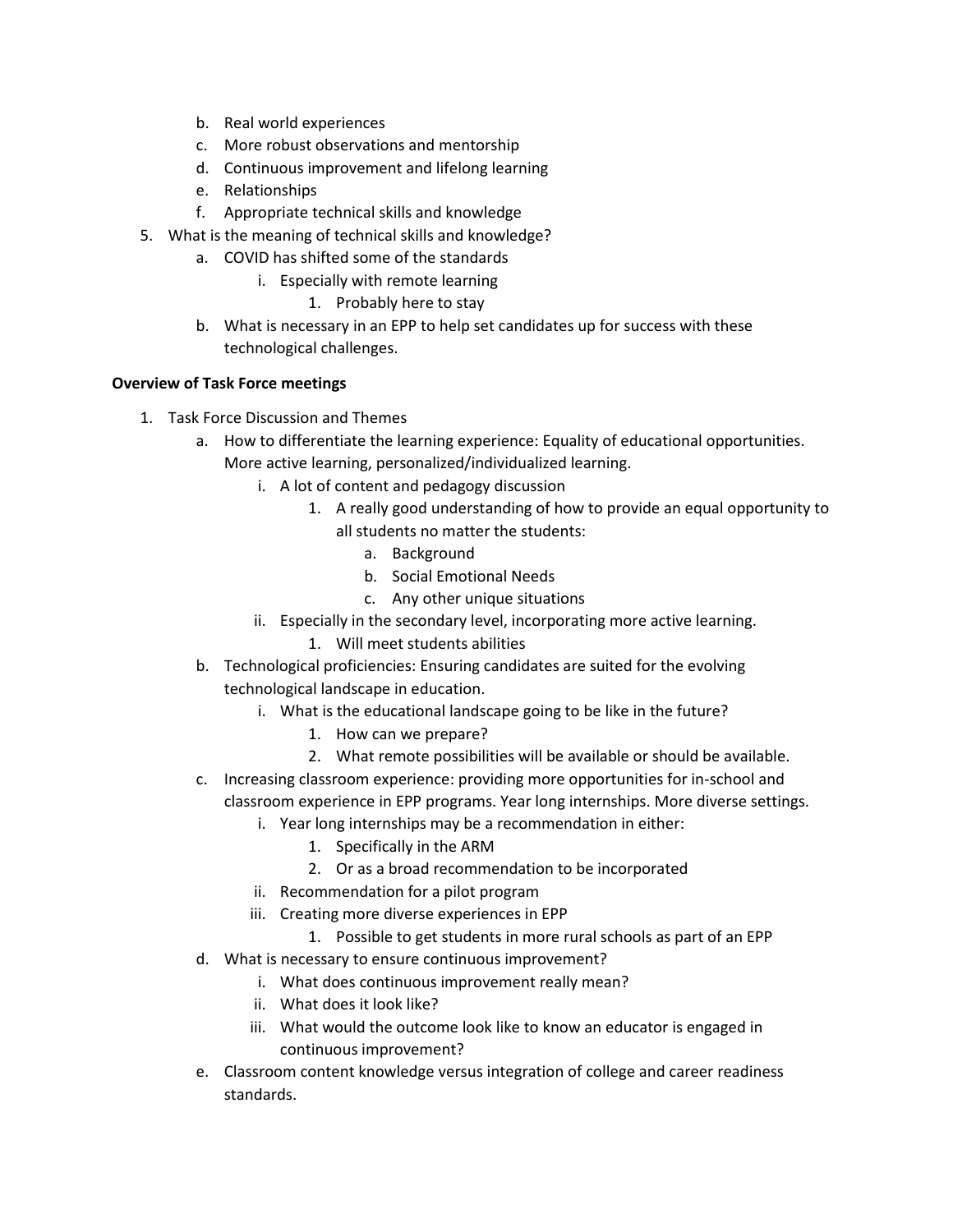b. Real world experiences
   c. More robust observations and mentorship
   d. Continuous improvement and lifelong learning
   e. Relationships
   f. Appropriate technical skills and knowledge
5. What is the meaning of technical skills and knowledge?
   a. COVID has shifted some of the standards
      i. Especially with remote learning
         1. Probably here to stay
   b. What is necessary in an EPP to help set candidates up for success with these technological challenges.

**Overview of Task Force meetings**

1. Task Force Discussion and Themes
   a. How to differentiate the learning experience: Equality of educational opportunities. More active learning, personalized/individualized learning.
      i. A lot of content and pedagogy discussion
         1. A really good understanding of how to provide an equal opportunity to all students no matter the students:
            a. Background
            b. Social Emotional Needs
            c. Any other unique situations
      ii. Especially in the secondary level, incorporating more active learning.
         1. Will meet students abilities
   b. Technological proficiencies: Ensuring candidates are suited for the evolving technological landscape in education.
      i. What is the educational landscape going to be like in the future?
         1. How can we prepare?
         2. What remote possibilities will be available or should be available.
   c. Increasing classroom experience: providing more opportunities for in-school and classroom experience in EPP programs. Year long internships. More diverse settings.
      i. Year long internships may be a recommendation in either:
         1. Specifically in the ARM
         2. Or as a broad recommendation to be incorporated
      ii. Recommendation for a pilot program
      iii. Creating more diverse experiences in EPP
         1. Possible to get students in more rural schools as part of an EPP
   d. What is necessary to ensure continuous improvement?
      i. What does continuous improvement really mean?
      ii. What does it look like?
      iii. What would the outcome look like to know an educator is engaged in continuous improvement?
   e. Classroom content knowledge versus integration of college and career readiness standards.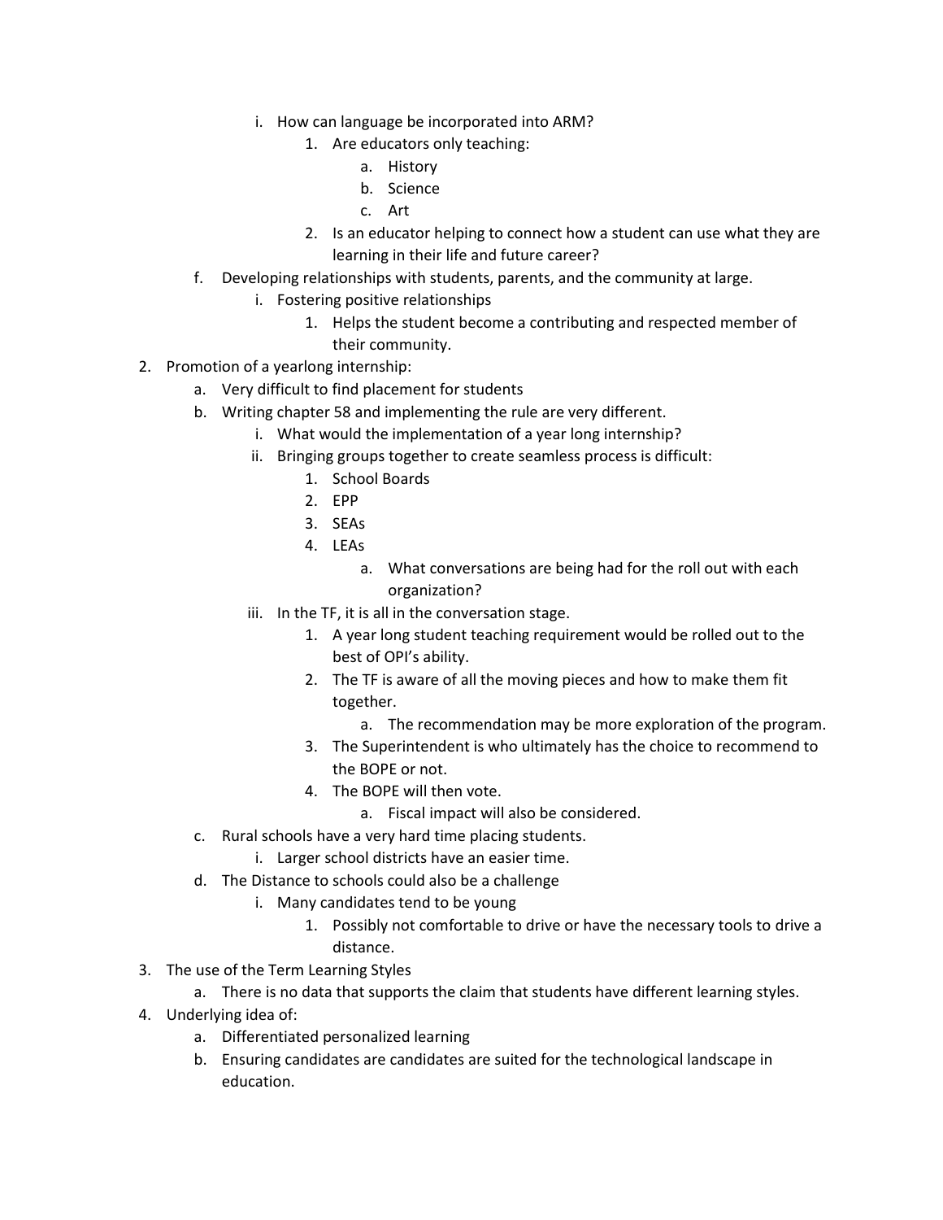i. How can language be incorporated into ARM?
            1. Are educators only teaching:
               a. History
               b. Science
               c. Art
            2. Is an educator helping to connect how a student can use what they are learning in their life and future career?
   f. Developing relationships with students, parents, and the community at large.
      i. Fostering positive relationships
         1. Helps the student become a contributing and respected member of their community.

2. Promotion of a yearlong internship:
   a. Very difficult to find placement for students
   b. Writing chapter 58 and implementing the rule are very different.
      i. What would the implementation of a year long internship?
      ii. Bringing groups together to create seamless process is difficult:
         1. School Boards
         2. EPP
         3. SEAs
         4. LEAs
            a. What conversations are being had for the roll out with each organization?
      iii. In the TF, it is all in the conversation stage.
         1. A year long student teaching requirement would be rolled out to the best of OPI's ability.
         2. The TF is aware of all the moving pieces and how to make them fit together.
            a. The recommendation may be more exploration of the program.
         3. The Superintendent is who ultimately has the choice to recommend to the BOPE or not.
         4. The BOPE will then vote.
            a. Fiscal impact will also be considered.
   c. Rural schools have a very hard time placing students.
      i. Larger school districts have an easier time.
   d. The Distance to schools could also be a challenge
      i. Many candidates tend to be young
         1. Possibly not comfortable to drive or have the necessary tools to drive a distance.
3. The use of the Term Learning Styles
   a. There is no data that supports the claim that students have different learning styles.
4. Underlying idea of:
   a. Differentiated personalized learning
   b. Ensuring candidates are candidates are suited for the technological landscape in education.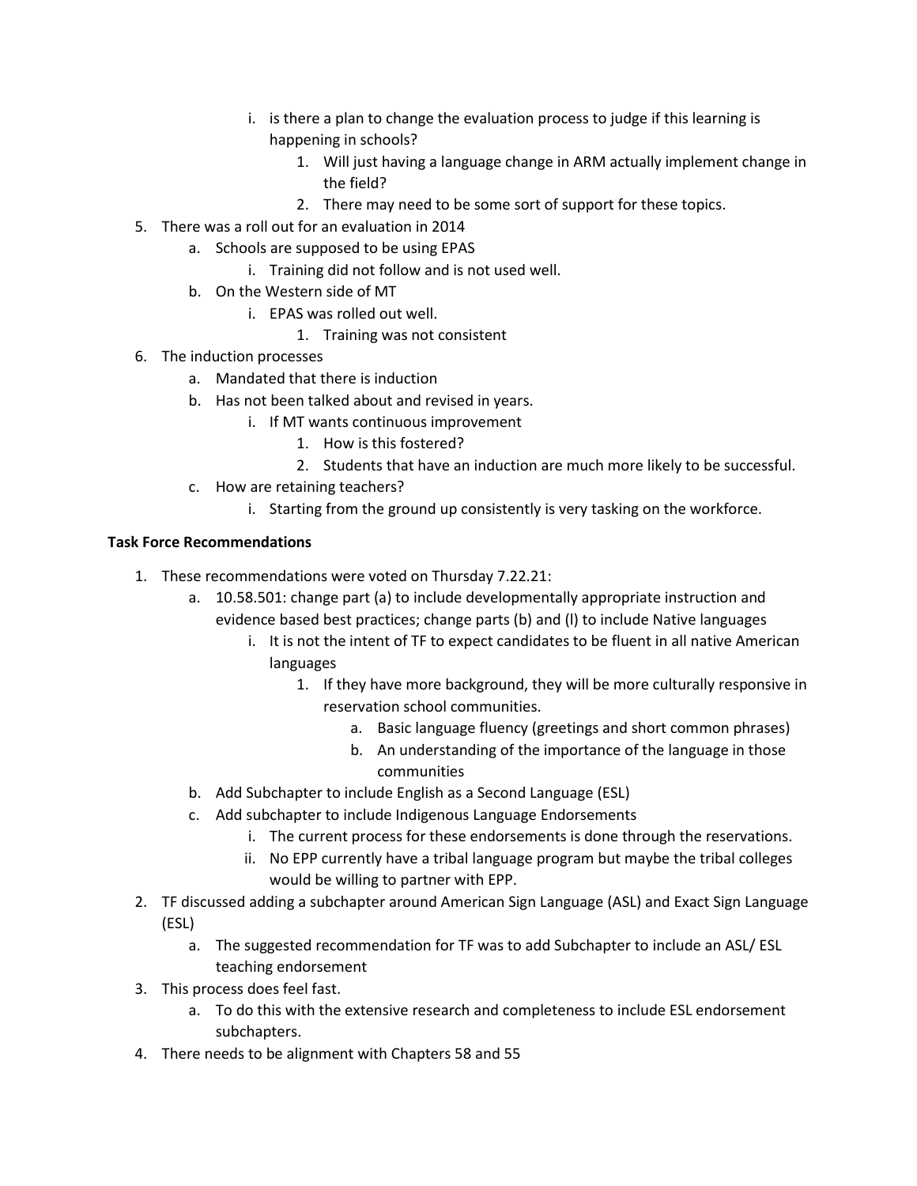i. is there a plan to change the evaluation process to judge if this learning is happening in schools?
                1. Will just having a language change in ARM actually implement change in the field?
                2. There may need to be some sort of support for these topics.

5. There was a roll out for an evaluation in 2014
    a. Schools are supposed to be using EPAS
        i. Training did not follow and is not used well.
    b. On the Western side of MT
        i. EPAS was rolled out well.
            1. Training was not consistent
6. The induction processes
    a. Mandated that there is induction
    b. Has not been talked about and revised in years.
        i. If MT wants continuous improvement
            1. How is this fostered?
            2. Students that have an induction are much more likely to be successful.
    c. How are retaining teachers?
        i. Starting from the ground up consistently is very tasking on the workforce.

**Task Force Recommendations**

1. These recommendations were voted on Thursday 7.22.21:
    a. 10.58.501: change part (a) to include developmentally appropriate instruction and evidence based best practices; change parts (b) and (l) to include Native languages
        i. It is not the intent of TF to expect candidates to be fluent in all native American languages
            1. If they have more background, they will be more culturally responsive in reservation school communities.
                a. Basic language fluency (greetings and short common phrases)
                b. An understanding of the importance of the language in those communities
    b. Add Subchapter to include English as a Second Language (ESL)
    c. Add subchapter to include Indigenous Language Endorsements
        i. The current process for these endorsements is done through the reservations.
        ii. No EPP currently have a tribal language program but maybe the tribal colleges would be willing to partner with EPP.
2. TF discussed adding a subchapter around American Sign Language (ASL) and Exact Sign Language (ESL)
    a. The suggested recommendation for TF was to add Subchapter to include an ASL/ ESL teaching endorsement
3. This process does feel fast.
    a. To do this with the extensive research and completeness to include ESL endorsement subchapters.
4. There needs to be alignment with Chapters 58 and 55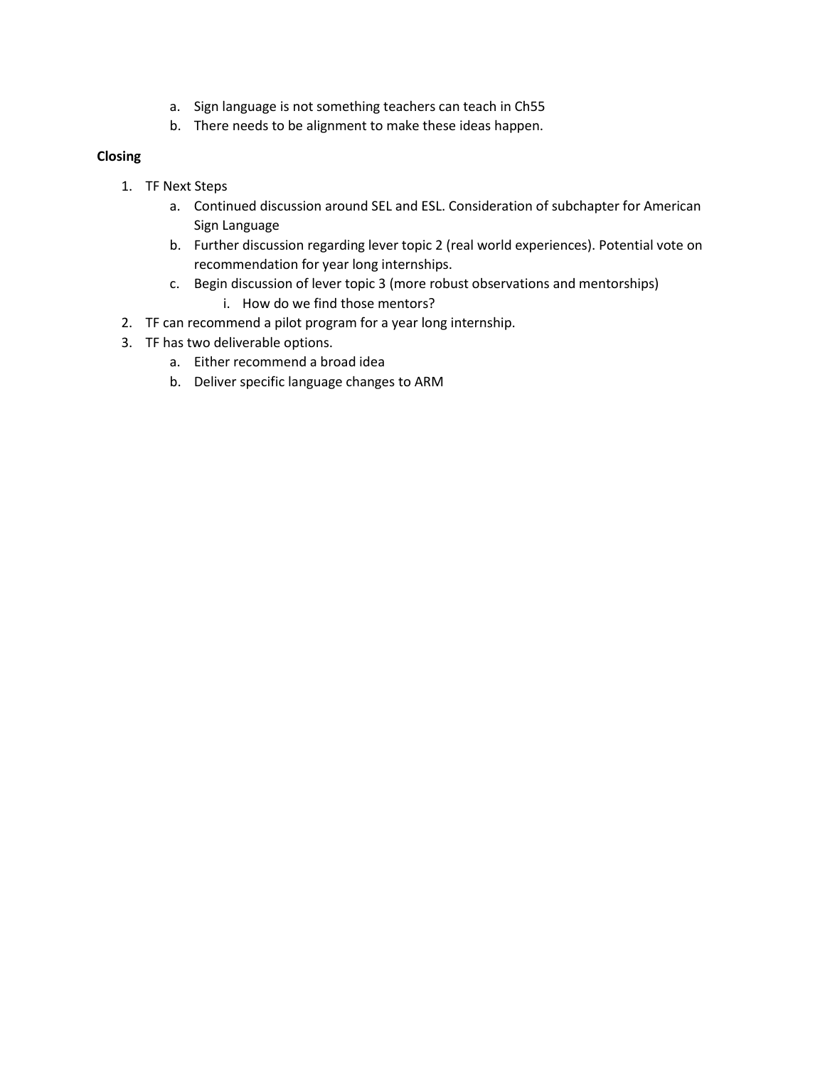a. Sign language is not something teachers can teach in Ch55
   b. There needs to be alignment to make these ideas happen.

**Closing**

1. TF Next Steps
   a. Continued discussion around SEL and ESL. Consideration of subchapter for American Sign Language
   b. Further discussion regarding lever topic 2 (real world experiences). Potential vote on recommendation for year long internships.
   c. Begin discussion of lever topic 3 (more robust observations and mentorships)
      i. How do we find those mentors?
2. TF can recommend a pilot program for a year long internship.
3. TF has two deliverable options.
   a. Either recommend a broad idea
   b. Deliver specific language changes to ARM